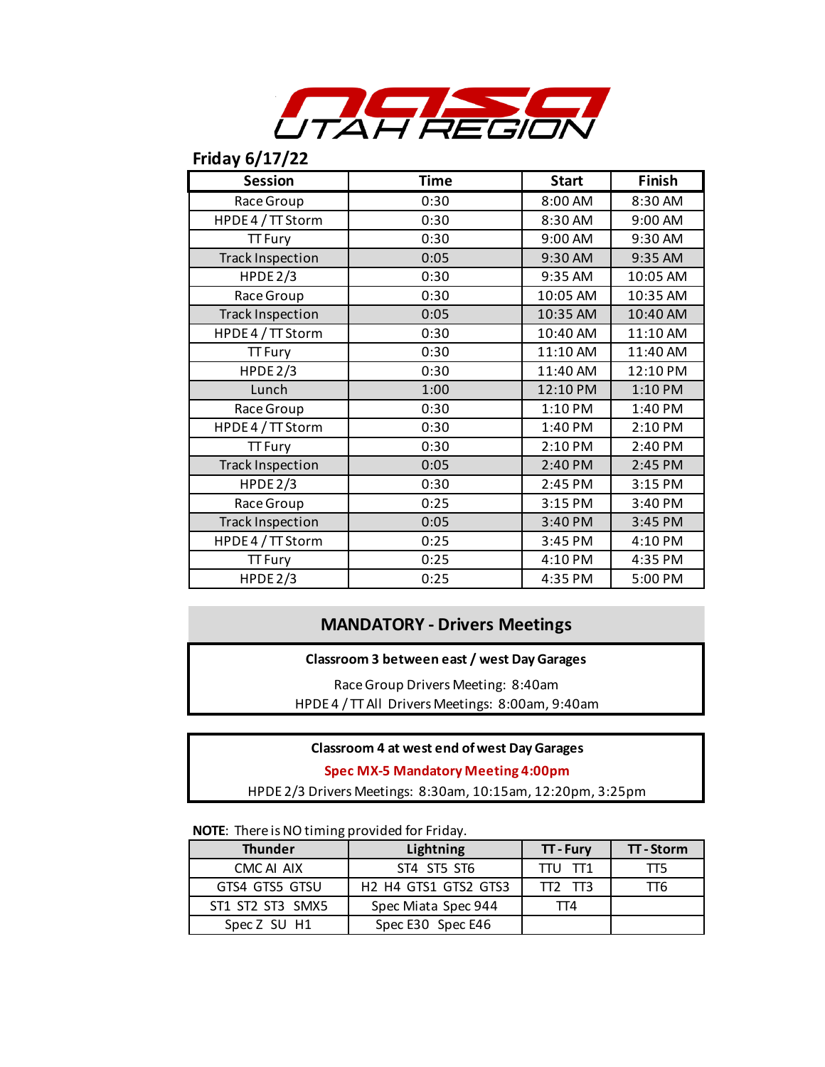# NASA UTAH REGION

## Friday 6/17/22

| Session | Time | Start | Finish |
|---|---|---|---|
| Race Group | 0:30 | 8:00 AM | 8:30 AM |
| HPDE 4 / TT Storm | 0:30 | 8:30 AM | 9:00 AM |
| TT Fury | 0:30 | 9:00 AM | 9:30 AM |
| Track Inspection | 0:05 | 9:30 AM | 9:35 AM |
| HPDE 2/3 | 0:30 | 9:35 AM | 10:05 AM |
| Race Group | 0:30 | 10:05 AM | 10:35 AM |
| Track Inspection | 0:05 | 10:35 AM | 10:40 AM |
| HPDE 4 / TT Storm | 0:30 | 10:40 AM | 11:10 AM |
| TT Fury | 0:30 | 11:10 AM | 11:40 AM |
| HPDE 2/3 | 0:30 | 11:40 AM | 12:10 PM |
| Lunch | 1:00 | 12:10 PM | 1:10 PM |
| Race Group | 0:30 | 1:10 PM | 1:40 PM |
| HPDE 4 / TT Storm | 0:30 | 1:40 PM | 2:10 PM |
| TT Fury | 0:30 | 2:10 PM | 2:40 PM |
| Track Inspection | 0:05 | 2:40 PM | 2:45 PM |
| HPDE 2/3 | 0:30 | 2:45 PM | 3:15 PM |
| Race Group | 0:25 | 3:15 PM | 3:40 PM |
| Track Inspection | 0:05 | 3:40 PM | 3:45 PM |
| HPDE 4 / TT Storm | 0:25 | 3:45 PM | 4:10 PM |
| TT Fury | 0:25 | 4:10 PM | 4:35 PM |
| HPDE 2/3 | 0:25 | 4:35 PM | 5:00 PM |

## MANDATORY - Drivers Meetings

**Classroom 3 between east / west Day Garages**

Race Group Drivers Meeting: 8:40am

HPDE 4 / TT All Drivers Meetings: 8:00am, 9:40am

**Classroom 4 at west end of west Day Garages**

**Spec MX-5 Mandatory Meeting 4:00pm**

HPDE 2/3 Drivers Meetings: 8:30am, 10:15am, 12:20pm, 3:25pm

**NOTE**: There is NO timing provided for Friday.

| Thunder | Lightning | TT - Fury | TT - Storm |
|---|---|---|---|
| CMC AI AIX | ST4 ST5 ST6 | TTU TT1 | TT5 |
| GTS4 GTS5 GTSU | H2 H4 GTS1 GTS2 GTS3 | TT2 TT3 | TT6 |
| ST1 ST2 ST3 SMX5 | Spec Miata Spec 944 | TT4 | |
| Spec Z SU H1 | Spec E30 Spec E46 | | |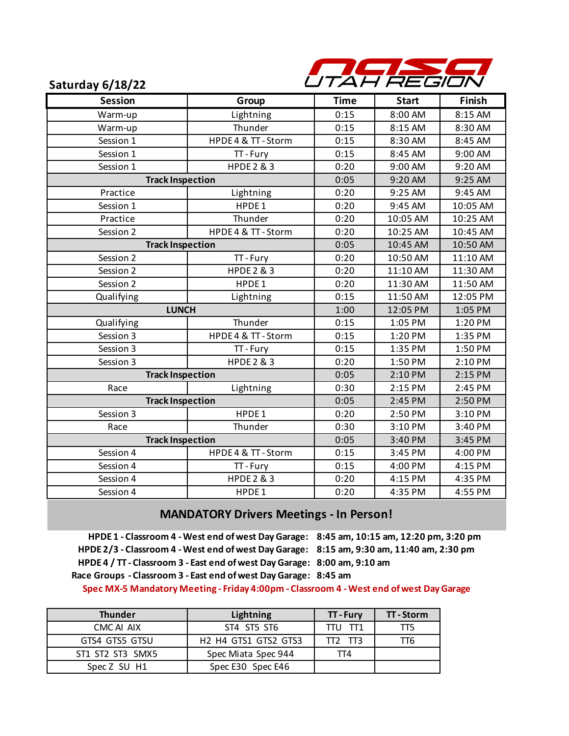## NASA UTAH REGION

## Saturday 6/18/22

| Session | Group | Time | Start | Finish |
|---|---|---|---|---|
| Warm-up | Lightning | 0:15 | 8:00 AM | 8:15 AM |
| Warm-up | Thunder | 0:15 | 8:15 AM | 8:30 AM |
| Session 1 | HPDE 4 & TT - Storm | 0:15 | 8:30 AM | 8:45 AM |
| Session 1 | TT - Fury | 0:15 | 8:45 AM | 9:00 AM |
| Session 1 | HPDE 2 & 3 | 0:20 | 9:00 AM | 9:20 AM |
| **Track Inspection** | | 0:05 | 9:20 AM | 9:25 AM |
| Practice | Lightning | 0:20 | 9:25 AM | 9:45 AM |
| Session 1 | HPDE 1 | 0:20 | 9:45 AM | 10:05 AM |
| Practice | Thunder | 0:20 | 10:05 AM | 10:25 AM |
| Session 2 | HPDE 4 & TT - Storm | 0:20 | 10:25 AM | 10:45 AM |
| **Track Inspection** | | 0:05 | 10:45 AM | 10:50 AM |
| Session 2 | TT - Fury | 0:20 | 10:50 AM | 11:10 AM |
| Session 2 | HPDE 2 & 3 | 0:20 | 11:10 AM | 11:30 AM |
| Session 2 | HPDE 1 | 0:20 | 11:30 AM | 11:50 AM |
| Qualifying | Lightning | 0:15 | 11:50 AM | 12:05 PM |
| **LUNCH** | | 1:00 | 12:05 PM | 1:05 PM |
| Qualifying | Thunder | 0:15 | 1:05 PM | 1:20 PM |
| Session 3 | HPDE 4 & TT - Storm | 0:15 | 1:20 PM | 1:35 PM |
| Session 3 | TT - Fury | 0:15 | 1:35 PM | 1:50 PM |
| Session 3 | HPDE 2 & 3 | 0:20 | 1:50 PM | 2:10 PM |
| **Track Inspection** | | 0:05 | 2:10 PM | 2:15 PM |
| Race | Lightning | 0:30 | 2:15 PM | 2:45 PM |
| **Track Inspection** | | 0:05 | 2:45 PM | 2:50 PM |
| Session 3 | HPDE 1 | 0:20 | 2:50 PM | 3:10 PM |
| Race | Thunder | 0:30 | 3:10 PM | 3:40 PM |
| **Track Inspection** | | 0:05 | 3:40 PM | 3:45 PM |
| Session 4 | HPDE 4 & TT - Storm | 0:15 | 3:45 PM | 4:00 PM |
| Session 4 | TT - Fury | 0:15 | 4:00 PM | 4:15 PM |
| Session 4 | HPDE 2 & 3 | 0:20 | 4:15 PM | 4:35 PM |
| Session 4 | HPDE 1 | 0:20 | 4:35 PM | 4:55 PM |

### MANDATORY Drivers Meetings - In Person!

**HPDE 1 - Classroom 4 - West end of west Day Garage: 8:45 am, 10:15 am, 12:20 pm, 3:20 pm**

**HPDE 2/3 - Classroom 4 - West end of west Day Garage: 8:15 am, 9:30 am, 11:40 am, 2:30 pm**

**HPDE 4 / TT - Classroom 3 - East end of west Day Garage: 8:00 am, 9:10 am**

**Race Groups - Classroom 3 - East end of west Day Garage: 8:45 am**

**Spec MX-5 Mandatory Meeting - Friday 4:00pm - Classroom 4 - West end of west Day Garage**

| Thunder | Lightning | TT - Fury | TT - Storm |
|---|---|---|---|
| CMC AI AIX | ST4 ST5 ST6 | TTU TT1 | TT5 |
| GTS4 GTS5 GTSU | H2 H4 GTS1 GTS2 GTS3 | TT2 TT3 | TT6 |
| ST1 ST2 ST3 SMX5 | Spec Miata Spec 944 | TT4 | |
| Spec Z SU H1 | Spec E30 Spec E46 | | |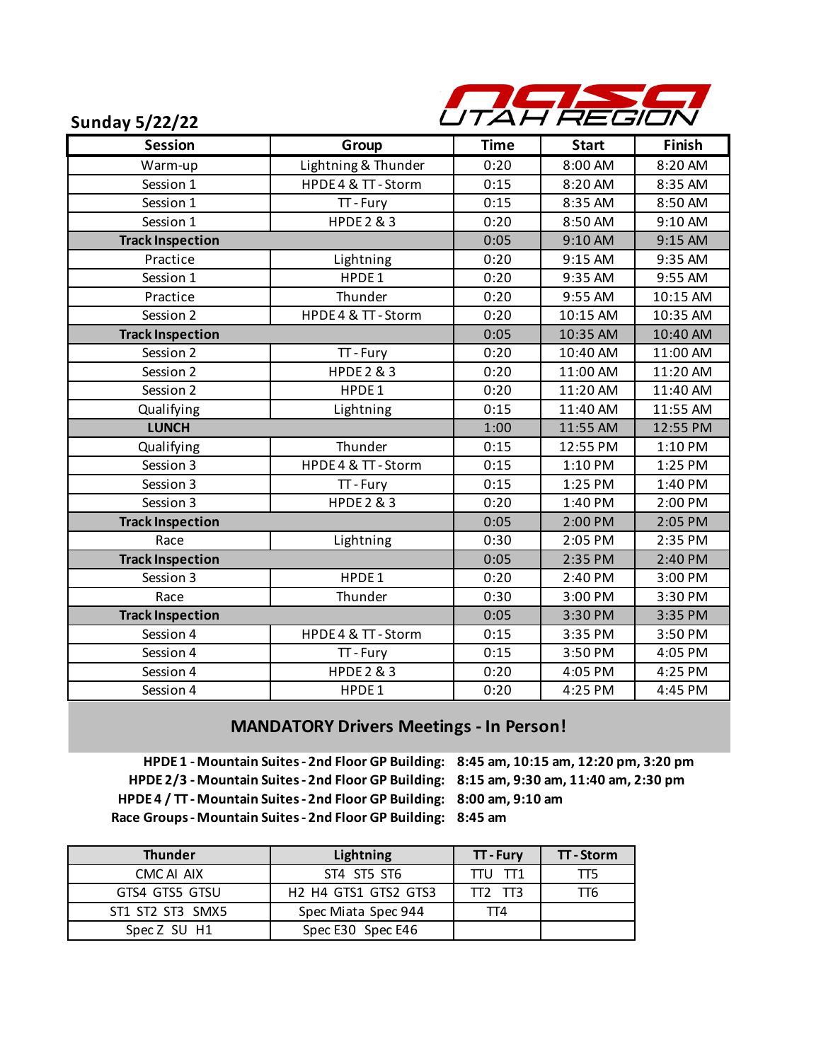**Sunday 5/22/22**

NASA UTAH REGION

| Session | Group | Time | Start | Finish |
|---|---|---|---|---|
| Warm-up | Lightning & Thunder | 0:20 | 8:00 AM | 8:20 AM |
| Session 1 | HPDE 4 & TT - Storm | 0:15 | 8:20 AM | 8:35 AM |
| Session 1 | TT - Fury | 0:15 | 8:35 AM | 8:50 AM |
| Session 1 | HPDE 2 & 3 | 0:20 | 8:50 AM | 9:10 AM |
| **Track Inspection** | | 0:05 | 9:10 AM | 9:15 AM |
| Practice | Lightning | 0:20 | 9:15 AM | 9:35 AM |
| Session 1 | HPDE 1 | 0:20 | 9:35 AM | 9:55 AM |
| Practice | Thunder | 0:20 | 9:55 AM | 10:15 AM |
| Session 2 | HPDE 4 & TT - Storm | 0:20 | 10:15 AM | 10:35 AM |
| **Track Inspection** | | 0:05 | 10:35 AM | 10:40 AM |
| Session 2 | TT - Fury | 0:20 | 10:40 AM | 11:00 AM |
| Session 2 | HPDE 2 & 3 | 0:20 | 11:00 AM | 11:20 AM |
| Session 2 | HPDE 1 | 0:20 | 11:20 AM | 11:40 AM |
| Qualifying | Lightning | 0:15 | 11:40 AM | 11:55 AM |
| **LUNCH** | | 1:00 | 11:55 AM | 12:55 PM |
| Qualifying | Thunder | 0:15 | 12:55 PM | 1:10 PM |
| Session 3 | HPDE 4 & TT - Storm | 0:15 | 1:10 PM | 1:25 PM |
| Session 3 | TT - Fury | 0:15 | 1:25 PM | 1:40 PM |
| Session 3 | HPDE 2 & 3 | 0:20 | 1:40 PM | 2:00 PM |
| **Track Inspection** | | 0:05 | 2:00 PM | 2:05 PM |
| Race | Lightning | 0:30 | 2:05 PM | 2:35 PM |
| **Track Inspection** | | 0:05 | 2:35 PM | 2:40 PM |
| Session 3 | HPDE 1 | 0:20 | 2:40 PM | 3:00 PM |
| Race | Thunder | 0:30 | 3:00 PM | 3:30 PM |
| **Track Inspection** | | 0:05 | 3:30 PM | 3:35 PM |
| Session 4 | HPDE 4 & TT - Storm | 0:15 | 3:35 PM | 3:50 PM |
| Session 4 | TT - Fury | 0:15 | 3:50 PM | 4:05 PM |
| Session 4 | HPDE 2 & 3 | 0:20 | 4:05 PM | 4:25 PM |
| Session 4 | HPDE 1 | 0:20 | 4:25 PM | 4:45 PM |

## MANDATORY Drivers Meetings - In Person!

**HPDE 1 - Mountain Suites - 2nd Floor GP Building:** **8:45 am, 10:15 am, 12:20 pm, 3:20 pm**
**HPDE 2/3 - Mountain Suites - 2nd Floor GP Building:** **8:15 am, 9:30 am, 11:40 am, 2:30 pm**
**HPDE 4 / TT - Mountain Suites - 2nd Floor GP Building:** **8:00 am, 9:10 am**
**Race Groups - Mountain Suites - 2nd Floor GP Building:** **8:45 am**

| Thunder | Lightning | TT - Fury | TT - Storm |
|---|---|---|---|
| CMC AI AIX | ST4 ST5 ST6 | TTU TT1 | TT5 |
| GTS4 GTS5 GTSU | H2 H4 GTS1 GTS2 GTS3 | TT2 TT3 | TT6 |
| ST1 ST2 ST3 SMX5 | Spec Miata Spec 944 | TT4 | |
| Spec Z SU H1 | Spec E30 Spec E46 | | |